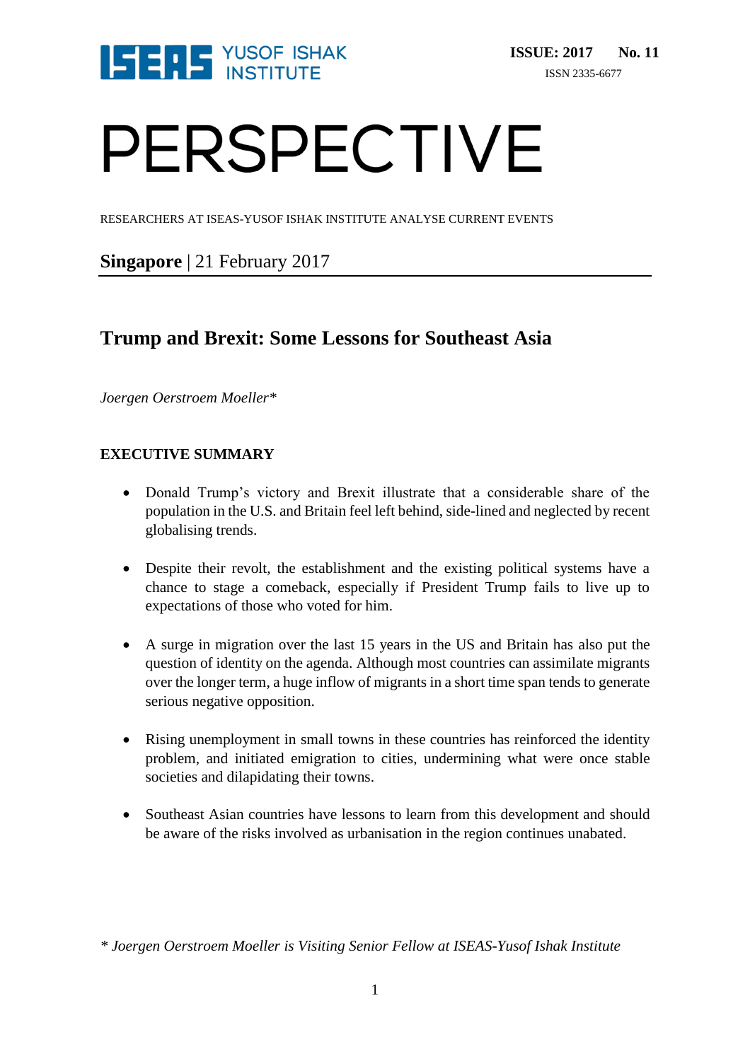# PERSPECTIVE

RESEARCHERS AT ISEAS-YUSOF ISHAK INSTITUTE ANALYSE CURRENT EVENTS

**ISSUE: 2017 No. 11**

ISSN 2335-6677

**Singapore** | 21 February 2017

## Trump and Brexit: Some Lessons for Southeast Asia

*Joergen Oerstroem Moeller**

### EXECUTIVE SUMMARY

- Donald Trump's victory and Brexit illustrate that a considerable share of the population in the U.S. and Britain feel left behind, side-lined and neglected by recent globalising trends.

- Despite their revolt, the establishment and the existing political systems have a chance to stage a comeback, especially if President Trump fails to live up to expectations of those who voted for him.

- A surge in migration over the last 15 years in the US and Britain has also put the question of identity on the agenda. Although most countries can assimilate migrants over the longer term, a huge inflow of migrants in a short time span tends to generate serious negative opposition.

- Rising unemployment in small towns in these countries has reinforced the identity problem, and initiated emigration to cities, undermining what were once stable societies and dilapidating their towns.

- Southeast Asian countries have lessons to learn from this development and should be aware of the risks involved as urbanisation in the region continues unabated.

*\* Joergen Oerstroem Moeller is Visiting Senior Fellow at ISEAS-Yusof Ishak Institute*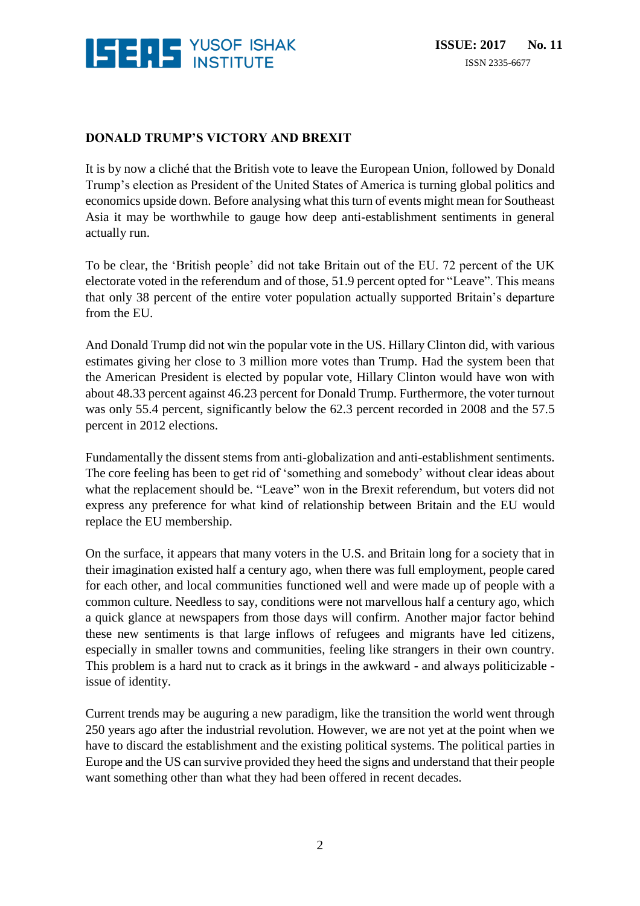## DONALD TRUMP'S VICTORY AND BREXIT

It is by now a cliché that the British vote to leave the European Union, followed by Donald Trump's election as President of the United States of America is turning global politics and economics upside down. Before analysing what this turn of events might mean for Southeast Asia it may be worthwhile to gauge how deep anti-establishment sentiments in general actually run.

To be clear, the 'British people' did not take Britain out of the EU. 72 percent of the UK electorate voted in the referendum and of those, 51.9 percent opted for "Leave". This means that only 38 percent of the entire voter population actually supported Britain's departure from the EU.

And Donald Trump did not win the popular vote in the US. Hillary Clinton did, with various estimates giving her close to 3 million more votes than Trump. Had the system been that the American President is elected by popular vote, Hillary Clinton would have won with about 48.33 percent against 46.23 percent for Donald Trump. Furthermore, the voter turnout was only 55.4 percent, significantly below the 62.3 percent recorded in 2008 and the 57.5 percent in 2012 elections.

Fundamentally the dissent stems from anti-globalization and anti-establishment sentiments. The core feeling has been to get rid of 'something and somebody' without clear ideas about what the replacement should be. "Leave" won in the Brexit referendum, but voters did not express any preference for what kind of relationship between Britain and the EU would replace the EU membership.

On the surface, it appears that many voters in the U.S. and Britain long for a society that in their imagination existed half a century ago, when there was full employment, people cared for each other, and local communities functioned well and were made up of people with a common culture. Needless to say, conditions were not marvellous half a century ago, which a quick glance at newspapers from those days will confirm. Another major factor behind these new sentiments is that large inflows of refugees and migrants have led citizens, especially in smaller towns and communities, feeling like strangers in their own country. This problem is a hard nut to crack as it brings in the awkward - and always politicizable - issue of identity.

Current trends may be auguring a new paradigm, like the transition the world went through 250 years ago after the industrial revolution. However, we are not yet at the point when we have to discard the establishment and the existing political systems. The political parties in Europe and the US can survive provided they heed the signs and understand that their people want something other than what they had been offered in recent decades.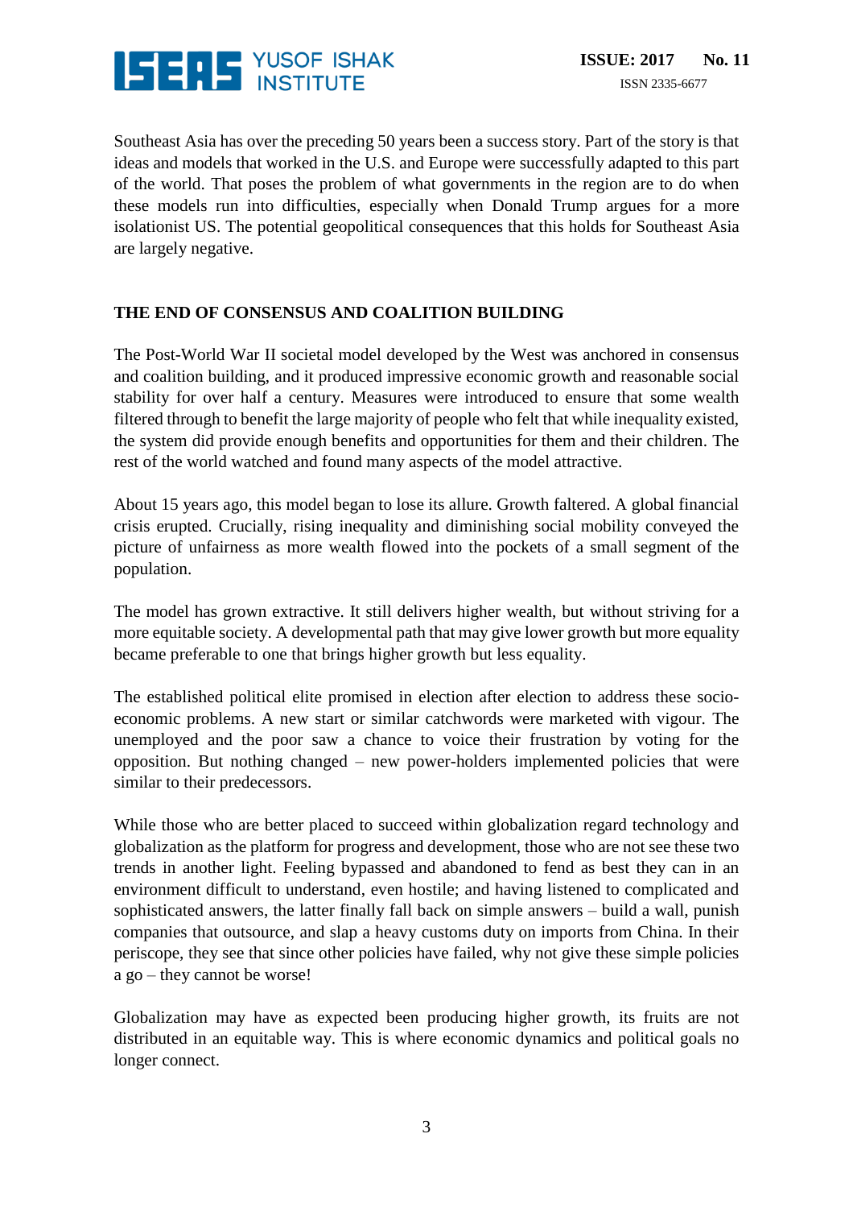Southeast Asia has over the preceding 50 years been a success story. Part of the story is that ideas and models that worked in the U.S. and Europe were successfully adapted to this part of the world. That poses the problem of what governments in the region are to do when these models run into difficulties, especially when Donald Trump argues for a more isolationist US. The potential geopolitical consequences that this holds for Southeast Asia are largely negative.

## THE END OF CONSENSUS AND COALITION BUILDING

The Post-World War II societal model developed by the West was anchored in consensus and coalition building, and it produced impressive economic growth and reasonable social stability for over half a century. Measures were introduced to ensure that some wealth filtered through to benefit the large majority of people who felt that while inequality existed, the system did provide enough benefits and opportunities for them and their children. The rest of the world watched and found many aspects of the model attractive.

About 15 years ago, this model began to lose its allure. Growth faltered. A global financial crisis erupted. Crucially, rising inequality and diminishing social mobility conveyed the picture of unfairness as more wealth flowed into the pockets of a small segment of the population.

The model has grown extractive. It still delivers higher wealth, but without striving for a more equitable society. A developmental path that may give lower growth but more equality became preferable to one that brings higher growth but less equality.

The established political elite promised in election after election to address these socio-economic problems. A new start or similar catchwords were marketed with vigour. The unemployed and the poor saw a chance to voice their frustration by voting for the opposition. But nothing changed – new power-holders implemented policies that were similar to their predecessors.

While those who are better placed to succeed within globalization regard technology and globalization as the platform for progress and development, those who are not see these two trends in another light. Feeling bypassed and abandoned to fend as best they can in an environment difficult to understand, even hostile; and having listened to complicated and sophisticated answers, the latter finally fall back on simple answers – build a wall, punish companies that outsource, and slap a heavy customs duty on imports from China. In their periscope, they see that since other policies have failed, why not give these simple policies a go – they cannot be worse!

Globalization may have as expected been producing higher growth, its fruits are not distributed in an equitable way. This is where economic dynamics and political goals no longer connect.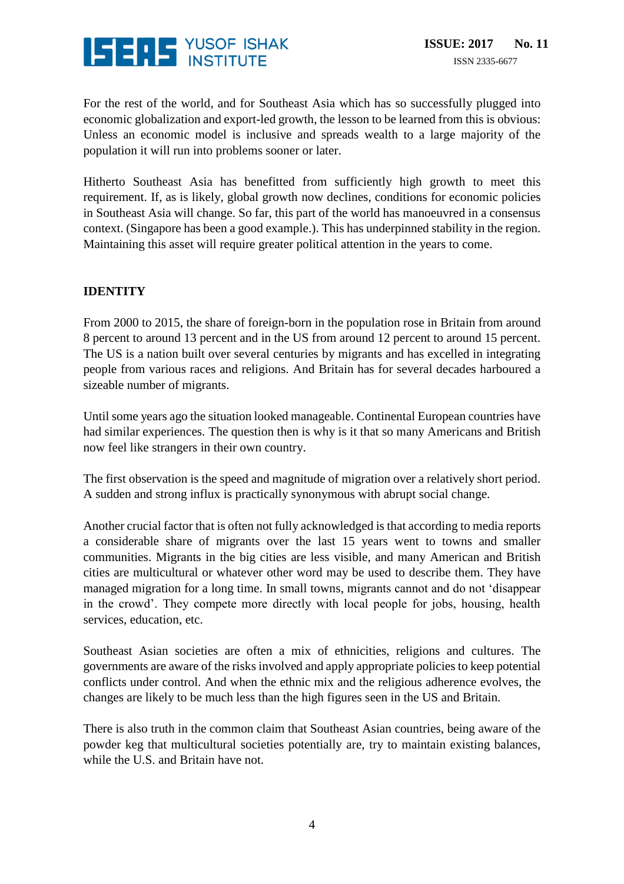For the rest of the world, and for Southeast Asia which has so successfully plugged into economic globalization and export-led growth, the lesson to be learned from this is obvious: Unless an economic model is inclusive and spreads wealth to a large majority of the population it will run into problems sooner or later.

Hitherto Southeast Asia has benefitted from sufficiently high growth to meet this requirement. If, as is likely, global growth now declines, conditions for economic policies in Southeast Asia will change. So far, this part of the world has manoeuvred in a consensus context. (Singapore has been a good example.). This has underpinned stability in the region. Maintaining this asset will require greater political attention in the years to come.

## IDENTITY

From 2000 to 2015, the share of foreign-born in the population rose in Britain from around 8 percent to around 13 percent and in the US from around 12 percent to around 15 percent. The US is a nation built over several centuries by migrants and has excelled in integrating people from various races and religions. And Britain has for several decades harboured a sizeable number of migrants.

Until some years ago the situation looked manageable. Continental European countries have had similar experiences. The question then is why is it that so many Americans and British now feel like strangers in their own country.

The first observation is the speed and magnitude of migration over a relatively short period. A sudden and strong influx is practically synonymous with abrupt social change.

Another crucial factor that is often not fully acknowledged is that according to media reports a considerable share of migrants over the last 15 years went to towns and smaller communities. Migrants in the big cities are less visible, and many American and British cities are multicultural or whatever other word may be used to describe them. They have managed migration for a long time. In small towns, migrants cannot and do not 'disappear in the crowd'. They compete more directly with local people for jobs, housing, health services, education, etc.

Southeast Asian societies are often a mix of ethnicities, religions and cultures. The governments are aware of the risks involved and apply appropriate policies to keep potential conflicts under control. And when the ethnic mix and the religious adherence evolves, the changes are likely to be much less than the high figures seen in the US and Britain.

There is also truth in the common claim that Southeast Asian countries, being aware of the powder keg that multicultural societies potentially are, try to maintain existing balances, while the U.S. and Britain have not.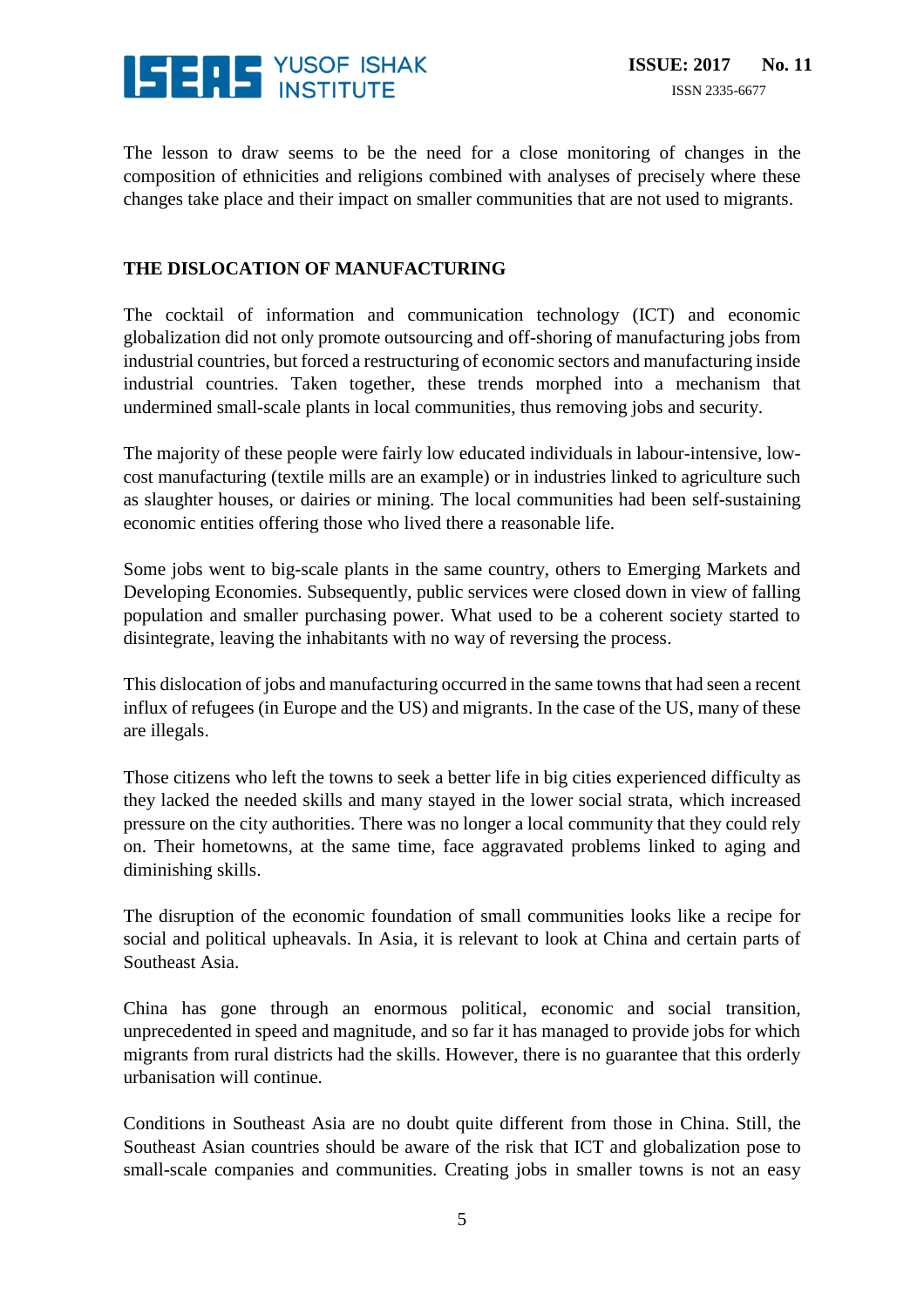The lesson to draw seems to be the need for a close monitoring of changes in the composition of ethnicities and religions combined with analyses of precisely where these changes take place and their impact on smaller communities that are not used to migrants.

## THE DISLOCATION OF MANUFACTURING

The cocktail of information and communication technology (ICT) and economic globalization did not only promote outsourcing and off-shoring of manufacturing jobs from industrial countries, but forced a restructuring of economic sectors and manufacturing inside industrial countries. Taken together, these trends morphed into a mechanism that undermined small-scale plants in local communities, thus removing jobs and security.

The majority of these people were fairly low educated individuals in labour-intensive, low-cost manufacturing (textile mills are an example) or in industries linked to agriculture such as slaughter houses, or dairies or mining. The local communities had been self-sustaining economic entities offering those who lived there a reasonable life.

Some jobs went to big-scale plants in the same country, others to Emerging Markets and Developing Economies. Subsequently, public services were closed down in view of falling population and smaller purchasing power. What used to be a coherent society started to disintegrate, leaving the inhabitants with no way of reversing the process.

This dislocation of jobs and manufacturing occurred in the same towns that had seen a recent influx of refugees (in Europe and the US) and migrants. In the case of the US, many of these are illegals.

Those citizens who left the towns to seek a better life in big cities experienced difficulty as they lacked the needed skills and many stayed in the lower social strata, which increased pressure on the city authorities. There was no longer a local community that they could rely on. Their hometowns, at the same time, face aggravated problems linked to aging and diminishing skills.

The disruption of the economic foundation of small communities looks like a recipe for social and political upheavals. In Asia, it is relevant to look at China and certain parts of Southeast Asia.

China has gone through an enormous political, economic and social transition, unprecedented in speed and magnitude, and so far it has managed to provide jobs for which migrants from rural districts had the skills. However, there is no guarantee that this orderly urbanisation will continue.

Conditions in Southeast Asia are no doubt quite different from those in China. Still, the Southeast Asian countries should be aware of the risk that ICT and globalization pose to small-scale companies and communities. Creating jobs in smaller towns is not an easy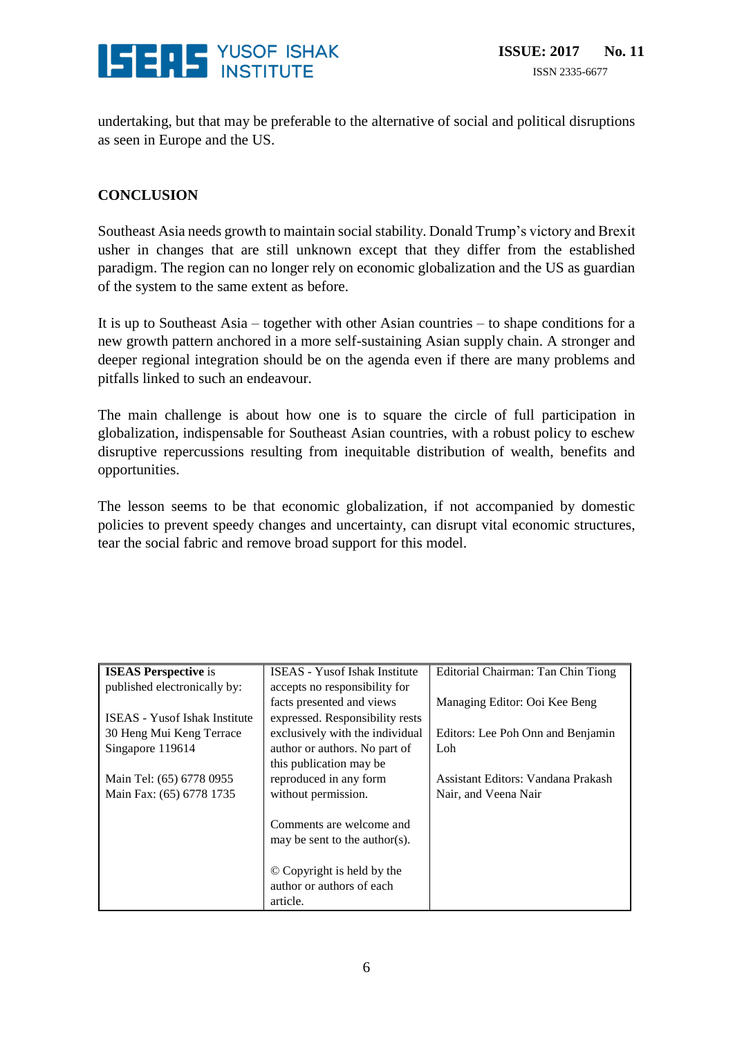undertaking, but that may be preferable to the alternative of social and political disruptions as seen in Europe and the US.

## CONCLUSION

Southeast Asia needs growth to maintain social stability. Donald Trump's victory and Brexit usher in changes that are still unknown except that they differ from the established paradigm. The region can no longer rely on economic globalization and the US as guardian of the system to the same extent as before.

It is up to Southeast Asia – together with other Asian countries – to shape conditions for a new growth pattern anchored in a more self-sustaining Asian supply chain. A stronger and deeper regional integration should be on the agenda even if there are many problems and pitfalls linked to such an endeavour.

The main challenge is about how one is to square the circle of full participation in globalization, indispensable for Southeast Asian countries, with a robust policy to eschew disruptive repercussions resulting from inequitable distribution of wealth, benefits and opportunities.

The lesson seems to be that economic globalization, if not accompanied by domestic policies to prevent speedy changes and uncertainty, can disrupt vital economic structures, tear the social fabric and remove broad support for this model.

| | | |
|---|---|---|
| **ISEAS Perspective** is published electronically by:<br><br>ISEAS - Yusof Ishak Institute<br>30 Heng Mui Keng Terrace<br>Singapore 119614<br><br>Main Tel: (65) 6778 0955<br>Main Fax: (65) 6778 1735 | ISEAS - Yusof Ishak Institute accepts no responsibility for facts presented and views expressed. Responsibility rests exclusively with the individual author or authors. No part of this publication may be reproduced in any form without permission.<br><br>Comments are welcome and may be sent to the author(s).<br><br>© Copyright is held by the author or authors of each article. | Editorial Chairman: Tan Chin Tiong<br><br>Managing Editor: Ooi Kee Beng<br><br>Editors: Lee Poh Onn and Benjamin Loh<br><br>Assistant Editors: Vandana Prakash Nair, and Veena Nair |